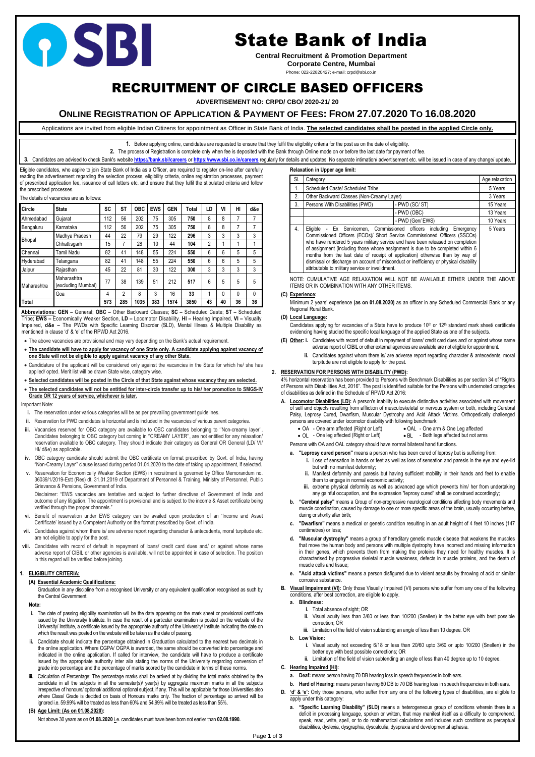# State Bank of India

**Central Recruitment & Promotion Department**
**Corporate Centre, Mumbai**
Phone: 022-22820427; e-mail: crpd@sbi.co.in

# RECRUITMENT OF CIRCLE BASED OFFICERS

**ADVERTISEMENT NO: CRPD/ CBO/ 2020-21/ 20**

## ONLINE REGISTRATION OF APPLICATION & PAYMENT OF FEES: FROM 27.07.2020 TO 16.08.2020

Applications are invited from eligible Indian Citizens for appointment as Officer in State Bank of India. **The selected candidates shall be posted in the applied Circle only.**

1. Before applying online, candidates are requested to ensure that they fulfil the eligibility criteria for the post as on the date of eligibility.
2. The process of Registration is complete only when fee is deposited with the Bank through Online mode on or before the last date for payment of fee.
3. Candidates are advised to check Bank's website **https://bank.sbi/careers** or **https://www.sbi.co.in/careers** regularly for details and updates. No separate intimation/ advertisement etc. will be issued in case of any change/ update.

Eligible candidates, who aspire to join State Bank of India as a Officer, are required to register on-line after carefully reading the advertisement regarding the selection process, eligibility criteria, online registration processes, payment of prescribed application fee, issuance of call letters etc. and ensure that they fulfil the stipulated criteria and follow the prescribed processes.

The details of vacancies are as follows:

| Circle | State | SC | ST | OBC | EWS | GEN | Total | LD | VI | HI | d&e |
|---|---|---|---|---|---|---|---|---|---|---|---|
| Ahmedabad | Gujarat | 112 | 56 | 202 | 75 | 305 | 750 | 8 | 8 | 7 | 7 |
| Bengaluru | Karnataka | 112 | 56 | 202 | 75 | 305 | 750 | 8 | 8 | 7 | 7 |
| Bhopal | Madhya Pradesh | 44 | 22 | 79 | 29 | 122 | 296 | 3 | 3 | 3 | 3 |
| | Chhattisgarh | 15 | 7 | 28 | 10 | 44 | 104 | 2 | 1 | 1 | 1 |
| Chennai | Tamil Nadu | 82 | 41 | 148 | 55 | 224 | 550 | 6 | 6 | 5 | 5 |
| Hyderabad | Telangana | 82 | 41 | 148 | 55 | 224 | 550 | 6 | 6 | 5 | 5 |
| Jaipur | Rajasthan | 45 | 22 | 81 | 30 | 122 | 300 | 3 | 3 | 3 | 3 |
| Maharashtra | Maharashtra (excluding Mumbai) | 77 | 38 | 139 | 51 | 212 | 517 | 6 | 5 | 5 | 5 |
| | Goa | 4 | 2 | 8 | 3 | 16 | 33 | 1 | 0 | 0 | 0 |
| **Total** | | **573** | **285** | **1035** | **383** | **1574** | **3850** | **43** | **40** | **36** | **36** |

**Abbreviations: GEN –** General; **OBC –** Other Backward Classes; **SC –** Scheduled Caste; **ST –** Scheduled Tribe; **EWS –** Economically Weaker Section, **LD –** Locomotor Disability, **HI –** Hearing Impaired, **VI –** Visually Impaired, **d&e –** The PWDs with Specific Learning Disorder (SLD), Mental Illness & Multiple Disability as mentioned in clause 'd' & 'e' of the RPWD Act 2016.

- The above vacancies are provisional and may vary depending on the Bank's actual requirement.
- **The candidate will have to apply for vacancy of one State only. A candidate applying against vacancy of one State will not be eligible to apply against vacancy of any other State.**
- Candidature of the applicant will be considered only against the vacancies in the State for which he/ she has applied/ opted. Merit list will be drawn State wise, category wise.
- **Selected candidates will be posted in the Circle of that State against whose vacancy they are selected.**
- **The selected candidates will not be entitled for inter-circle transfer up to his/ her promotion to SMGS-IV Grade OR 12 years of service, whichever is later.**

Important Note:

i. The reservation under various categories will be as per prevailing government guidelines.

ii. Reservation for PWD candidates is horizontal and is included in the vacancies of various parent categories.

iii. Vacancies reserved for OBC category are available to OBC candidates belonging to "Non-creamy layer". Candidates belonging to OBC category but coming in "CREAMY LAYER", are not entitled for any relaxation/ reservation available to OBC category. They should indicate their category as General OR General (LD/ VI/ HI/ d&e) as applicable.

iv. OBC category candidate should submit the OBC certificate on format prescribed by Govt. of India, having "Non-Creamy Layer" clause issued during period 01.04.2020 to the date of taking up appointment, if selected.

v. Reservation for Economically Weaker Section (EWS) in recruitment is governed by Office Memorandum no. 36039/1/2019-Estt (Res) dt. 31.01.2019 of Department of Personnel & Training, Ministry of Personnel, Public Grievance & Pensions, Government of India.

Disclaimer: "EWS vacancies are tentative and subject to further directives of Government of India and outcome of any litigation. The appointment is provisional and is subject to the income & Asset certificate being verified through the proper channels."

vi. Benefit of reservation under EWS category can be availed upon production of an 'Income and Asset Certificate' issued by a Competent Authority on the format prescribed by Govt. of India.

vii. Candidates against whom there is/ are adverse report regarding character & antecedents, moral turpitude etc. are not eligible to apply for the post.

viii. Candidates with record of default in repayment of loans/ credit card dues and/ or against whose name adverse report of CIBIL or other agencies is available, will not be appointed in case of selection. The position in this regard will be verified before joining.

### 1. ELIGIBLITY CRITERIA:

**(A) Essential Academic Qualifications:**

Graduation in any discipline from a recognised University or any equivalent qualification recognised as such by the Central Government.

**Note:**

i. The date of passing eligibility examination will be the date appearing on the mark sheet or provisional certificate issued by the University/ Institute. In case the result of a particular examination is posted on the website of the University/ Institute, a certificate issued by the appropriate authority of the University/ Institute indicating the date on which the result was posted on the website will be taken as the date of passing.

ii. Candidate should indicate the percentage obtained in Graduation calculated to the nearest two decimals in the online application. Where CGPA/ OGPA is awarded, the same should be converted into percentage and indicated in the online application. If called for interview, the candidate will have to produce a certificate issued by the appropriate authority inter alia stating the norms of the University regarding conversion of grade into percentage and the percentage of marks scored by the candidate in terms of these norms.

iii. Calculation of Percentage: The percentage marks shall be arrived at by dividing the total marks obtained by the candidate in all the subjects in all the semester(s)/ year(s) by aggregate maximum marks in all the subjects irrespective of honours/ optional/ additional optional subject, if any. This will be applicable for those Universities also where Class/ Grade is decided on basis of Honours marks only. The fraction of percentage so arrived will be ignored i.e. 59.99% will be treated as less than 60% and 54.99% will be treated as less than 55%.

**(B) Age Limit: (As on 01.08.2020):**

Not above 30 years as on **01.08.2020** i.e. candidates must have been born not earlier than **02.08.1990.**

**Relaxation in Upper age limit:**

| Sl. | Category | | Age relaxation |
|---|---|---|---|
| 1. | Scheduled Caste/ Scheduled Tribe | | 5 Years |
| 2. | Other Backward Classes (Non-Creamy Layer) | | 3 Years |
| 3. | Persons With Disabilities (PWD) | - PWD (SC/ ST) | 15 Years |
| | | - PWD (OBC) | 13 Years |
| | | - PWD (Gen/ EWS) | 10 Years |
| 4. | Eligible - Ex Servicemen, Commissioned officers including Emergency Commissioned Officers (ECOs)/ Short Service Commissioned Officers (SSCOs) who have rendered 5 years military service and have been released on completion of assignment (including those whose assignment is due to be completed within 6 months from the last date of receipt of application) otherwise than by way of dismissal or discharge on account of misconduct or inefficiency or physical disability attributable to military service or invalidment. | | 5 Years |

NOTE: CUMULATIVE AGE RELAXATION WILL NOT BE AVAILABLE EITHER UNDER THE ABOVE ITEMS OR IN COMBINATION WITH ANY OTHER ITEMS.

**(C) Experience:**

Minimum 2 years' experience **(as on 01.08.2020)** as an officer in any Scheduled Commercial Bank or any Regional Rural Bank.

**(D) Local Language:**

Candidates applying for vacancies of a State have to produce 10th or 12th standard mark sheet/ certificate evidencing having studied the specific local language of the applied State as one of the subjects.

**(E) Other:** i. Candidates with record of default in repayment of loans/ credit card dues and/ or against whose name adverse report of CIBIL or other external agencies are available are not eligible for appointment.

ii. Candidates against whom there is/ are adverse report regarding character & antecedents, moral turpitude are not eligible to apply for the post.

### 2. RESERVATION FOR PERSONS WITH DISABILITY (PWD):

4% horizontal reservation has been provided to Persons with Benchmark Disabilities as per section 34 of "Rights of Persons with Disabilities Act, 2016". The post is identified suitable for the Persons with undernoted categories of disabilities as defined in the Schedule of RPWD Act 2016:

**A. Locomotor Disabilities (LD):** A person's inability to execute distinctive activities associated with movement of self and objects resulting from affliction of musculoskeletal or nervous system or both, including Cerebral Palsy, Leprosy Cured, Dwarfism, Muscular Dystrophy and Acid Attack Victims. Orthopedically challenged persons are covered under locomotor disability with following benchmark:

- OA - One arm affected (Right or Left)
- OAL - One arm & One Leg affected
- OL - One leg affected (Right or Left)
- BL - Both legs affected but not arms

Persons with OA and OAL category should have normal bilateral hand functions.

a. **"Leprosy cured person"** means a person who has been cured of leprosy but is suffering from:
   i. Loss of sensation in hands or feet as well as loss of sensation and paresis in the eye and eye-lid but with no manifest deformity;
   ii. Manifest deformity and paresis but having sufficient mobility in their hands and feet to enable them to engage in normal economic activity;
   iii. extreme physical deformity as well as advanced age which prevents him/ her from undertaking any gainful occupation, and the expression "leprosy cured" shall be construed accordingly;

b. **"Cerebral palsy"** means a Group of non-progressive neurological conditions affecting body movements and muscle coordination, caused by damage to one or more specific areas of the brain, usually occurring before, during or shortly after birth;

c. **"Dwarfism"** means a medical or genetic condition resulting in an adult height of 4 feet 10 inches (147 centimetres) or less;

d. **"Muscular dystrophy"** means a group of hereditary genetic muscle disease that weakens the muscles that move the human body and persons with multiple dystrophy have incorrect and missing information in their genes, which prevents them from making the proteins they need for healthy muscles. It is characterised by progressive skeletal muscle weakness, defects in muscle proteins, and the death of muscle cells and tissue;

e. **"Acid attack victims"** means a person disfigured due to violent assaults by throwing of acid or similar corrosive substance.

**B. Visual Impairment (VI):** Only those Visually Impaired (VI) persons who suffer from any one of the following conditions, after best correction, are eligible to apply.

a. **Blindness:**
   i. Total absence of sight; OR
   ii. Visual acuity less than 3/60 or less than 10/200 (Snellen) in the better eye with best possible correction; OR
   iii. Limitation of the field of vision subtending an angle of less than 10 degree. OR

b. **Low Vision:**
   i. Visual acuity not exceeding 6/18 or less than 20/60 upto 3/60 or upto 10/200 (Snellen) in the better eye with best possible corrections; OR
   ii. Limitation of the field of vision subtending an angle of less than 40 degree up to 10 degree.

**C. Hearing Impaired (HI):**

a. **Deaf:** means person having 70 DB hearing loss in speech frequencies in both ears.

b. **Hard of Hearing:** means person having 60 DB to 70 DB hearing loss in speech frequencies in both ears.

**D. 'd' & 'e':** Only those persons, who suffer from any one of the following types of disabilities, are eligible to apply under this category:

a. **"Specific Learning Disability" (SLD)** means a heterogeneous group of conditions wherein there is a deficit in processing language, spoken or written, that may manifest itself as a difficulty to comprehend, speak, read, write, spell, or to do mathematical calculations and includes such conditions as perceptual disabilities, dyslexia, dysgraphia, dyscalculia, dyspraxia and developmental aphasia.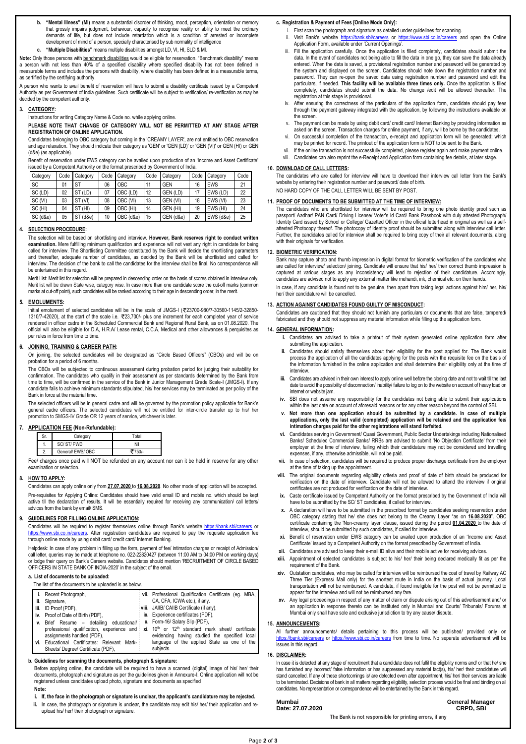b. **"Mental Illness" (MI)** means a substantial disorder of thinking, mood, perception, orientation or memory that grossly impairs judgment, behaviour, capacity to recognise reality or ability to meet the ordinary demands of life, but does not include retardation which is a condition of arrested or incomplete development of mind of a person, specially characterised by sub normality of intelligence

c. **"Multiple Disabilities"** means multiple disabilities amongst LD, VI, HI, SLD & MI.

**Note:** Only those persons with benchmark disabilities would be eligible for reservation. "Benchmark disability" means a person with not less than 40% of a specified disability where specified disability has not been defined in measurable terms and includes the persons with disability, where disability has been defined in a measurable terms, as certified by the certifying authority.

A person who wants to avail benefit of reservation will have to submit a disability certificate issued by a Competent Authority as per Government of India guidelines. Such certificate will be subject to verification/ re-verification as may be decided by the competent authority.

## 3. CATEGORY:

Instructions for writing Category Name & Code no. while applying online.

**PLEASE NOTE THAT CHANGE OF CATEGORY WILL NOT BE PERMITTED AT ANY STAGE AFTER REGISTRATION OF ONLINE APPLICATION.**

Candidates belonging to OBC category but coming in the 'CREAMY LAYER', are not entitled to OBC reservation and age relaxation. They should indicate their category as 'GEN' or 'GEN (LD)' or 'GEN (VI)' or GEN (HI) or GEN (d&e) (as applicable).

Benefit of reservation under EWS category can be availed upon production of an 'Income and Asset Certificate' issued by a Competent Authority on the format prescribed by Government of India.

| Category | Code | Category | Code | Category | Code | Category | Code | Category | Code |
|---|---|---|---|---|---|---|---|---|---|
| SC | 01 | ST | 06 | OBC | 11 | GEN | 16 | EWS | 21 |
| SC (LD) | 02 | ST (LD) | 07 | OBC (LD) | 12 | GEN (LD) | 17 | EWS (LD) | 22 |
| SC (VI) | 03 | ST (VI) | 08 | OBC (VI) | 13 | GEN (VI) | 18 | EWS (VI) | 23 |
| SC (HI) | 04 | ST (HI) | 09 | OBC (HI) | 14 | GEN (HI) | 19 | EWS (HI) | 24 |
| SC (d&e) | 05 | ST (d&e) | 10 | OBC (d&e) | 15 | GEN (d&e) | 20 | EWS (d&e) | 25 |

## 4. SELECTION PROCEDURE:

The selection will be based on shortlisting and interview. **However, Bank reserves right to conduct written examination.** Mere fulfilling minimum qualification and experience will not vest any right in candidate for being called for interview. The Shortlisting Committee constituted by the Bank will decide the shortlisting parameters and thereafter, adequate number of candidates, as decided by the Bank will be shortlisted and called for interview. The decision of the bank to call the candidates for the interview shall be final. No correspondence will be entertained in this regard.

Merit List: Merit list for selection will be prepared in descending order on the basis of scores obtained in interview only. Merit list will be drawn State wise, category wise. In case more than one candidate score the cut-off marks (common marks at cut-off point), such candidates will be ranked according to their age in descending order, in the merit.

## 5. EMOLUMENTS:

Initial emolument of selected candidates will be in the scale of JMGS-I (₹23700-980/7-30560-1145/2-32850-1310/7-42020), at the start of the scale i.e. ₹23,700/- plus one increment for each completed year of service rendered in officer cadre in the Scheduled Commercial Bank and Regional Rural Bank, as on 01.08.2020. The official will also be eligible for D.A, H.R.A/ Lease rental, C.C.A, Medical and other allowances & perquisites as per rules in force from time to time.

## 6. JOINING, TRAINING & CAREER PATH:

On joining, the selected candidates will be designated as "Circle Based Officers" (CBOs) and will be on probation for a period of 6 months.

The CBOs will be subjected to continuous assessment during probation period for judging their suitability for confirmation. The candidates who qualify in their assessment as per standards determined by the Bank from time to time, will be confirmed in the service of the Bank in Junior Management Grade Scale-I (JMGS-I). If any candidate fails to achieve minimum standards stipulated, his/ her services may be terminated as per policy of the Bank in force at the material time.

The selected officers will be in general cadre and will be governed by the promotion policy applicable for Bank's general cadre officers. The selected candidates will not be entitled for inter-circle transfer up to his/ her promotion to SMGS-IV Grade OR 12 years of service, whichever is later.

## 7. APPLICATION FEE (Non-Refundable):

| Sr. | Category | Total |
|---|---|---|
| 1. | SC/ ST/ PWD | Nil |
| 2. | General/ EWS/ OBC | ₹750/- |

Fee/ charges once paid will NOT be refunded on any account nor can it be held in reserve for any other examination or selection.

## 8. HOW TO APPLY:

Candidates can apply online only from **27.07.2020** to **16.08.2020**. No other mode of application will be accepted.

Pre-requisites for Applying Online: Candidates should have valid email ID and mobile no. which should be kept active till the declaration of results. It will be essentially required for receiving any communication/ call letters/ advices from the bank by email/ SMS.

## 9. GUIDELINES FOR FILLING ONLINE APPLICATION:

Candidates will be required to register themselves online through Bank's website https://bank.sbi/careers or https://www.sbi.co.in/careers. After registration candidates are required to pay the requisite application fee through online mode by using debit card/ credit card/ Internet Banking.

Helpdesk: In case of any problem in filling up the form, payment of fee/ intimation charges or receipt of Admission/ call letter, queries may be made at telephone no. 022-22820427 (between 11:00 AM to 04:00 PM on working days) or lodge their query on Bank's Careers website. Candidates should mention 'RECRUITMENT OF CIRCLE BASED OFFICERS IN STATE BANK OF INDIA-2020' in the subject of the email.

### a. List of documents to be uploaded:

The list of the documents to be uploaded is as below.

i. Recent Photograph,
ii. Signature,
iii. ID Proof (PDF),
iv. Proof of Date of Birth (PDF),
v. Brief Resume – detailing educational/ professional qualification, experience and assignments handled (PDF),
vi. Educational Certificates: Relevant Mark-Sheets/ Degree/ Certificate (PDF),
vii. Professional Qualification Certificate (eg. MBA, CA, CFA, ICWA etc.), if any.
viii. JAIIB/ CAIIB Certificate (if any),
ix. Experience certificates (PDF),
x. Form-16/ Salary Slip (PDF),
xi. 10th or 12th standard mark sheet/ certificate evidencing having studied the specified local language of the applied State as one of the subjects.

### b. Guidelines for scanning the documents, photograph & signature:

Before applying online, the candidate will be required to have a scanned (digital) image of his/ her/ their documents, photograph and signature as per the guidelines given in Annexure-I. Online application will not be registered unless candidates upload photo, signature and documents as specified

**Note:**

i. **If, the face in the photograph or signature is unclear, the applicant's candidature may be rejected.**

ii. In case, the photograph or signature is unclear, the candidate may edit his/ her/ their application and re-upload his/ her/ their photograph or signature.

### c. Registration & Payment of Fees [Online Mode Only]:

i. First scan the photograph and signature as detailed under guidelines for scanning.

ii. Visit Bank's website https://bank.sbi/careers or https://www.sbi.co.in/careers and open the Online Application Form, available under 'Current Openings'.

iii. Fill the application carefully. Once the application is filled completely, candidates should submit the data. In the event of candidates not being able to fill the data in one go, they can save the data already entered. When the data is saved, a provisional registration number and password will be generated by the system and displayed on the screen. Candidates should note down the registration number and password. They can re-open the saved data using registration number and password and edit the particulars, if needed. **This facility will be available three times only.** Once the application is filled completely, candidates should submit the data. No change /edit will be allowed thereafter. The registration at this stage is provisional.

iv. After ensuring the correctness of the particulars of the application form, candidate should pay fees through the payment gateway integrated with the application, by following the instructions available on the screen.

v. The payment can be made by using debit card/ credit card/ Internet Banking by providing information as asked on the screen. Transaction charges for online payment, if any, will be borne by the candidates.

vi. On successful completion of the transaction, e-receipt and application form will be generated; which may be printed for record. The printout of the application form is NOT to be sent to the Bank.

vii. If the online transaction is not successfully completed, please register again and make payment online.

viii. Candidates can also reprint the e-Receipt and Application form containing fee details, at later stage.

## 10. DOWNLOAD OF CALL LETTERS:

The candidates who are called for interview will have to download their interview call letter from the Bank's website by entering their registration number and password/ date of birth.

NO HARD COPY OF THE CALL LETTER WILL BE SENT BY POST.

## 11. PROOF OF DOCUMENTS TO BE SUBMITTED AT THE TIME OF INTERVIEW:

The candidates who are shortlisted for interview will be required to bring one photo identity proof such as passport/ Aadhar/ PAN Card/ Driving License/ Voter's Id Card/ Bank Passbook with duly attested Photograph/ Identity Card issued by School or College/ Gazetted Officer in the official letterhead in original as well as a self-attested Photocopy thereof. The photocopy of Identity proof should be submitted along with interview call letter. Further, the candidates called for interview shall be required to bring copy of their all relevant documents, along with their originals for verification.

## 12. BIOMETRIC VERIFICATION:

Bank may capture photo and thumb impression in digital format for biometric verification of the candidates who are called for interview/ selection/ joining. Candidate will ensure that his/ her/ their correct thumb impression is captured at various stages as any inconsistency will lead to rejection of their candidature. Accordingly, candidates are advised not to apply any external matter like mehandi, ink, chemical etc. on their hands.

In case, if any candidate is found not to be genuine, then apart from taking legal actions against him/ her, his/ her/ their candidature will be cancelled.

## 13. ACTION AGAINST CANDIDATES FOUND GUILTY OF MISCONDUCT:

Candidates are cautioned that they should not furnish any particulars or documents that are false, tampered/ fabricated and they should not suppress any material information while filling up the application form.

## 14. GENERAL INFORMATION:

**i.** Candidates are advised to take a printout of their system generated online application form after submitting the application.

**ii.** Candidates should satisfy themselves about their eligibility for the post applied for. The Bank would process the application of all the candidates applying for the posts with the requisite fee on the basis of the information furnished in the online application and shall determine their eligibility only at the time of interview.

**iii.** Candidates are advised in their own interest to apply online well before the closing date and not to wait till the last date to avoid the possibility of disconnection/ inability/ failure to log on to the website on account of heavy load on internet or website jam.

**iv.** SBI does not assume any responsibility for the candidates not being able to submit their applications within the last date on account of aforesaid reasons or for any other reason beyond the control of SBI.

**v. Not more than one application should be submitted by a candidate. In case of multiple applications, only the last valid (completed) application will be retained and the application fee/ intimation charges paid for the other registrations will stand forfeited.**

**vi.** Candidates serving in Government/ Quasi Government, Public Sector Undertakings including Nationalised Banks/ Scheduled Commercial Banks/ RRBs are advised to submit 'No Objection Certificate' from their employer at the time of interview, failing which their candidature may not be considered and travelling expenses, if any, otherwise admissible, will not be paid.

**vii.** In case of selection, candidates will be required to produce proper discharge certificate from the employer at the time of taking up the appointment.

**viii.** The original documents regarding eligibility criteria and proof of date of birth should be produced for verification on the date of interview. Candidate will not be allowed to attend the interview if original certificates are not produced for verification on the date of interview.

**ix.** Caste certificate issued by Competent Authority on the format prescribed by the Government of India will have to be submitted by the SC/ ST candidates, if called for interview.

**x.** A declaration will have to be submitted in the prescribed format by candidates seeking reservation under OBC category stating that he/ she does not belong to the Creamy Layer "as on **16.08.2020**". OBC certificate containing the 'Non-creamy layer' clause, issued during the period **01.04.2020** to the date of interview, should be submitted by such candidates, if called for interview.

**xi.** Benefit of reservation under EWS category can be availed upon production of an 'Income and Asset Certificate' issued by a Competent Authority on the format prescribed by Government of India.

**xii.** Candidates are advised to keep their e-mail ID alive and their mobile active for receiving advices.

**xiii.** Appointment of selected candidates is subject to his/ her/ their being declared medically fit as per the requirement of the Bank.

**xiv.** Outstation candidates, who may be called for interview will be reimbursed the cost of travel by Railway AC Three Tier (Express/ Mail only) for the shortest route in India on the basis of actual journey. Local transportation will not be reimbursed. A candidate, if found ineligible for the post will not be permitted to appear for the interview and will not be reimbursed any fare.

**xv.** Any legal proceedings in respect of any matter of claim or dispute arising out of this advertisement and/ or an application in response thereto can be instituted only in Mumbai and Courts/ Tribunals/ Forums at Mumbai only shall have sole and exclusive jurisdiction to try any cause/ dispute.

## 15. ANNOUNCEMENTS:

All further announcements/ details pertaining to this process will be published/ provided only on https://bank.sbi/careers or https://www.sbi.co.in/careers from time to time. No separate advertisement will be issues in this regard.

## 16. DISCLAIMER:

In case it is detected at any stage of recruitment that a candidate does not fulfil the eligibility norms and/ or that he/ she has furnished any incorrect/ false information or has suppressed any material fact(s), his/ her/ their candidature will stand cancelled. If any of these shortcomings is/ are detected even after appointment, his/ her/ their services are liable to be terminated. Decisions of bank in all matters regarding eligibility, selection process would be final and binding on all candidates. No representation or correspondence will be entertained by the Bank in this regard.

**Mumbai**
**Date: 27.07.2020**

**General Manager**
**CRPD, SBI**

**The Bank is not responsible for printing errors, if any**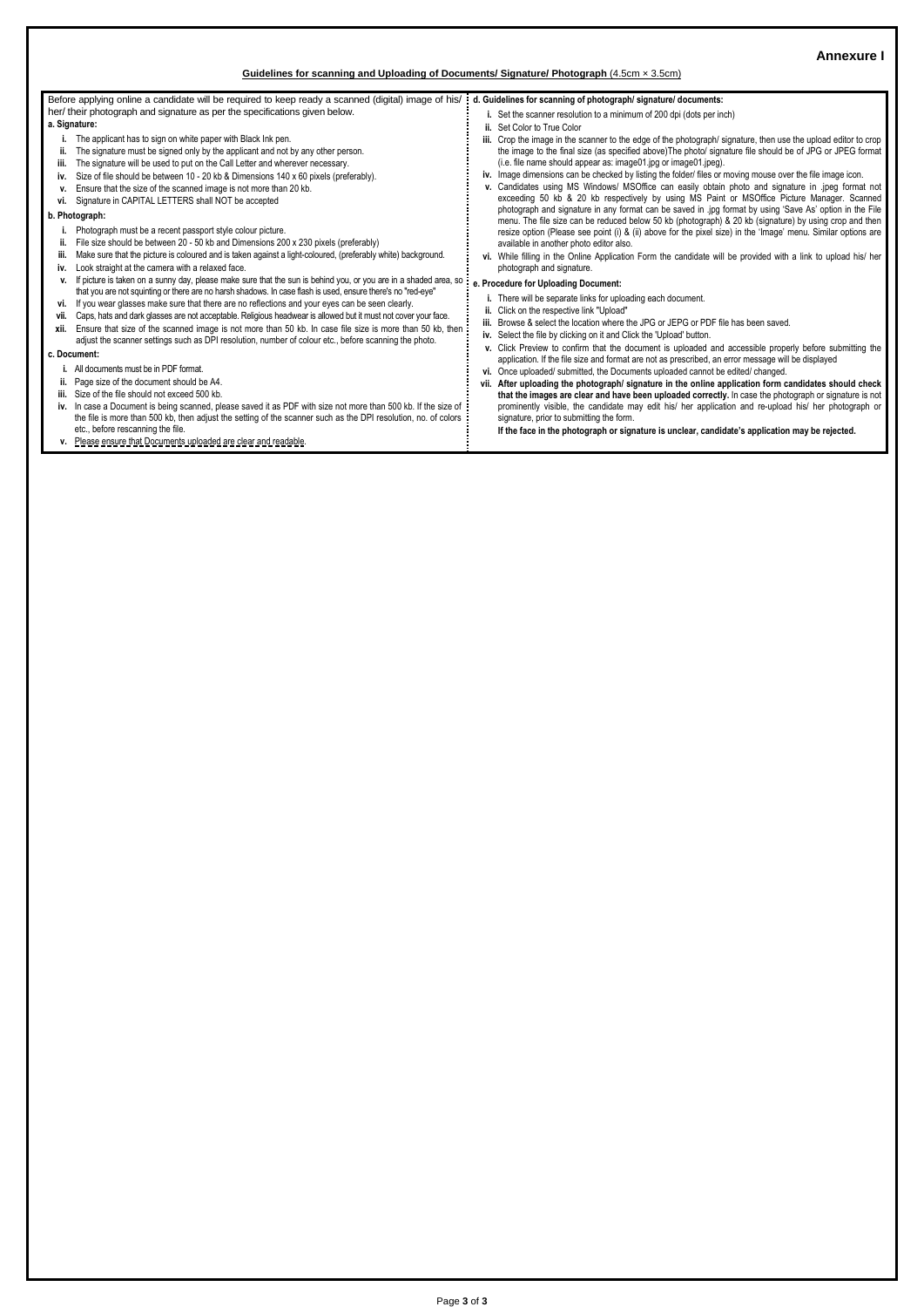# Annexure I

**Guidelines for scanning and Uploading of Documents/ Signature/ Photograph** (4.5cm × 3.5cm)

Before applying online a candidate will be required to keep ready a scanned (digital) image of his/ her/ their photograph and signature as per the specifications given below.

**a. Signature:**

- **i.** The applicant has to sign on white paper with Black Ink pen.
- **ii.** The signature must be signed only by the applicant and not by any other person.
- **iii.** The signature will be used to put on the Call Letter and wherever necessary.
- **iv.** Size of file should be between 10 - 20 kb & Dimensions 140 x 60 pixels (preferably).
- **v.** Ensure that the size of the scanned image is not more than 20 kb.
- **vi.** Signature in CAPITAL LETTERS shall NOT be accepted

**b. Photograph:**

- **i.** Photograph must be a recent passport style colour picture.
- **ii.** File size should be between 20 - 50 kb and Dimensions 200 x 230 pixels (preferably)
- **iii.** Make sure that the picture is coloured and is taken against a light-coloured, (preferably white) background.
- **iv.** Look straight at the camera with a relaxed face.
- **v.** If picture is taken on a sunny day, please make sure that the sun is behind you, or you are in a shaded area, so that you are not squinting or there are no harsh shadows. In case flash is used, ensure there's no "red-eye"
- **vi.** If you wear glasses make sure that there are no reflections and your eyes can be seen clearly.
- **vii.** Caps, hats and dark glasses are not acceptable. Religious headwear is allowed but it must not cover your face.
- **xii.** Ensure that size of the scanned image is not more than 50 kb. In case file size is more than 50 kb, then adjust the scanner settings such as DPI resolution, number of colour etc., before scanning the photo.

**c. Document:**

- **i.** All documents must be in PDF format.
- **ii.** Page size of the document should be A4.
- **iii.** Size of the file should not exceed 500 kb.
- **iv.** In case a Document is being scanned, please saved it as PDF with size not more than 500 kb. If the size of the file is more than 500 kb, then adjust the setting of the scanner such as the DPI resolution, no. of colors etc., before rescanning the file.
- **v.** Please ensure that Documents uploaded are clear and readable.

**d. Guidelines for scanning of photograph/ signature/ documents:**

- **i.** Set the scanner resolution to a minimum of 200 dpi (dots per inch)
- **ii.** Set Color to True Color
- **iii.** Crop the image in the scanner to the edge of the photograph/ signature, then use the upload editor to crop the image to the final size (as specified above)The photo/ signature file should be of JPG or JPEG format (i.e. file name should appear as: image01.jpg or image01.jpeg).
- **iv.** Image dimensions can be checked by listing the folder/ files or moving mouse over the file image icon.
- **v.** Candidates using MS Windows/ MSOffice can easily obtain photo and signature in .jpeg format not exceeding 50 kb & 20 kb respectively by using MS Paint or MSOffice Picture Manager. Scanned photograph and signature in any format can be saved in .jpg format by using 'Save As' option in the File menu. The file size can be reduced below 50 kb (photograph) & 20 kb (signature) by using crop and then resize option (Please see point (i) & (ii) above for the pixel size) in the 'Image' menu. Similar options are available in another photo editor also.
- **vi.** While filling in the Online Application Form the candidate will be provided with a link to upload his/ her photograph and signature.

**e. Procedure for Uploading Document:**

- **i.** There will be separate links for uploading each document.
- **ii.** Click on the respective link "Upload"
- **iii.** Browse & select the location where the JPG or JEPG or PDF file has been saved.
- **iv.** Select the file by clicking on it and Click the 'Upload' button.
- **v.** Click Preview to confirm that the document is uploaded and accessible properly before submitting the application. If the file size and format are not as prescribed, an error message will be displayed
- **vi.** Once uploaded/ submitted, the Documents uploaded cannot be edited/ changed.
- **vii.** **After uploading the photograph/ signature in the online application form candidates should check that the images are clear and have been uploaded correctly.** In case the photograph or signature is not prominently visible, the candidate may edit his/ her application and re-upload his/ her photograph or signature, prior to submitting the form.

**If the face in the photograph or signature is unclear, candidate's application may be rejected.**